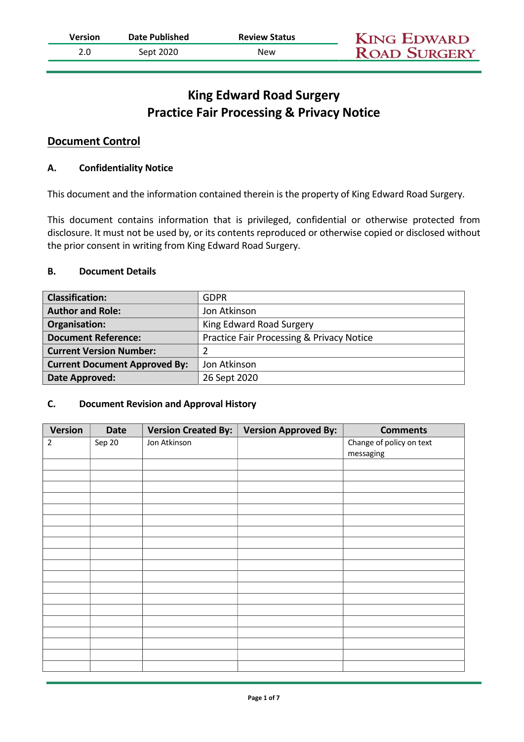# King Edward Road Surgery
# Practice Fair Processing & Privacy Notice

## Document Control

### A. Confidentiality Notice

This document and the information contained therein is the property of King Edward Road Surgery.

This document contains information that is privileged, confidential or otherwise protected from disclosure. It must not be used by, or its contents reproduced or otherwise copied or disclosed without the prior consent in writing from King Edward Road Surgery.

### B. Document Details

| | |
|---|---|
| **Classification:** | GDPR |
| **Author and Role:** | Jon Atkinson |
| **Organisation:** | King Edward Road Surgery |
| **Document Reference:** | Practice Fair Processing & Privacy Notice |
| **Current Version Number:** | 2 |
| **Current Document Approved By:** | Jon Atkinson |
| **Date Approved:** | 26 Sept 2020 |

### C. Document Revision and Approval History

| Version | Date | Version Created By: | Version Approved By: | Comments |
|---|---|---|---|---|
| 2 | Sep 20 | Jon Atkinson | | Change of policy on text messaging |
| | | | | |
| | | | | |
| | | | | |
| | | | | |
| | | | | |
| | | | | |
| | | | | |
| | | | | |
| | | | | |
| | | | | |
| | | | | |
| | | | | |
| | | | | |
| | | | | |
| | | | | |
| | | | | |
| | | | | |
| | | | | |
| | | | | |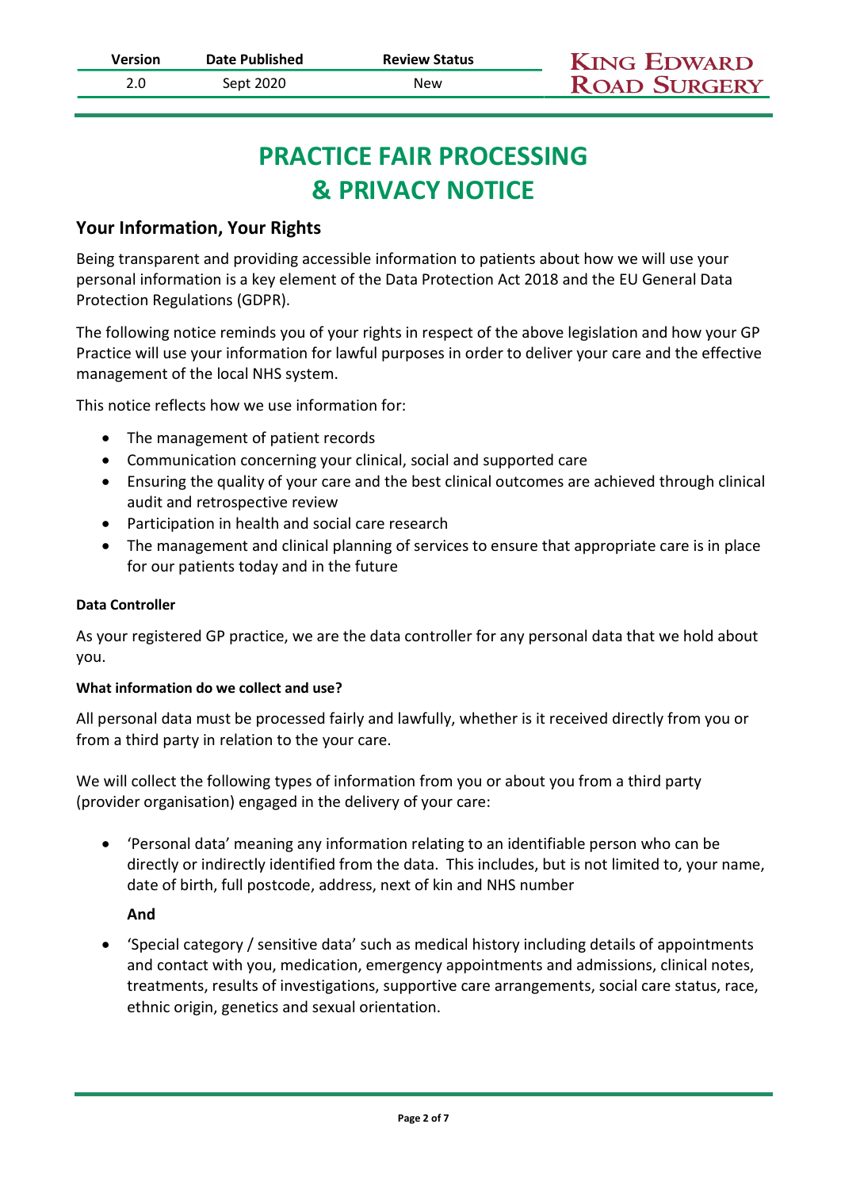# PRACTICE FAIR PROCESSING & PRIVACY NOTICE

## Your Information, Your Rights

Being transparent and providing accessible information to patients about how we will use your personal information is a key element of the Data Protection Act 2018 and the EU General Data Protection Regulations (GDPR).

The following notice reminds you of your rights in respect of the above legislation and how your GP Practice will use your information for lawful purposes in order to deliver your care and the effective management of the local NHS system.

This notice reflects how we use information for:

- The management of patient records
- Communication concerning your clinical, social and supported care
- Ensuring the quality of your care and the best clinical outcomes are achieved through clinical audit and retrospective review
- Participation in health and social care research
- The management and clinical planning of services to ensure that appropriate care is in place for our patients today and in the future

#### Data Controller

As your registered GP practice, we are the data controller for any personal data that we hold about you.

#### What information do we collect and use?

All personal data must be processed fairly and lawfully, whether is it received directly from you or from a third party in relation to the your care.

We will collect the following types of information from you or about you from a third party (provider organisation) engaged in the delivery of your care:

- 'Personal data' meaning any information relating to an identifiable person who can be directly or indirectly identified from the data. This includes, but is not limited to, your name, date of birth, full postcode, address, next of kin and NHS number

  **And**

- 'Special category / sensitive data' such as medical history including details of appointments and contact with you, medication, emergency appointments and admissions, clinical notes, treatments, results of investigations, supportive care arrangements, social care status, race, ethnic origin, genetics and sexual orientation.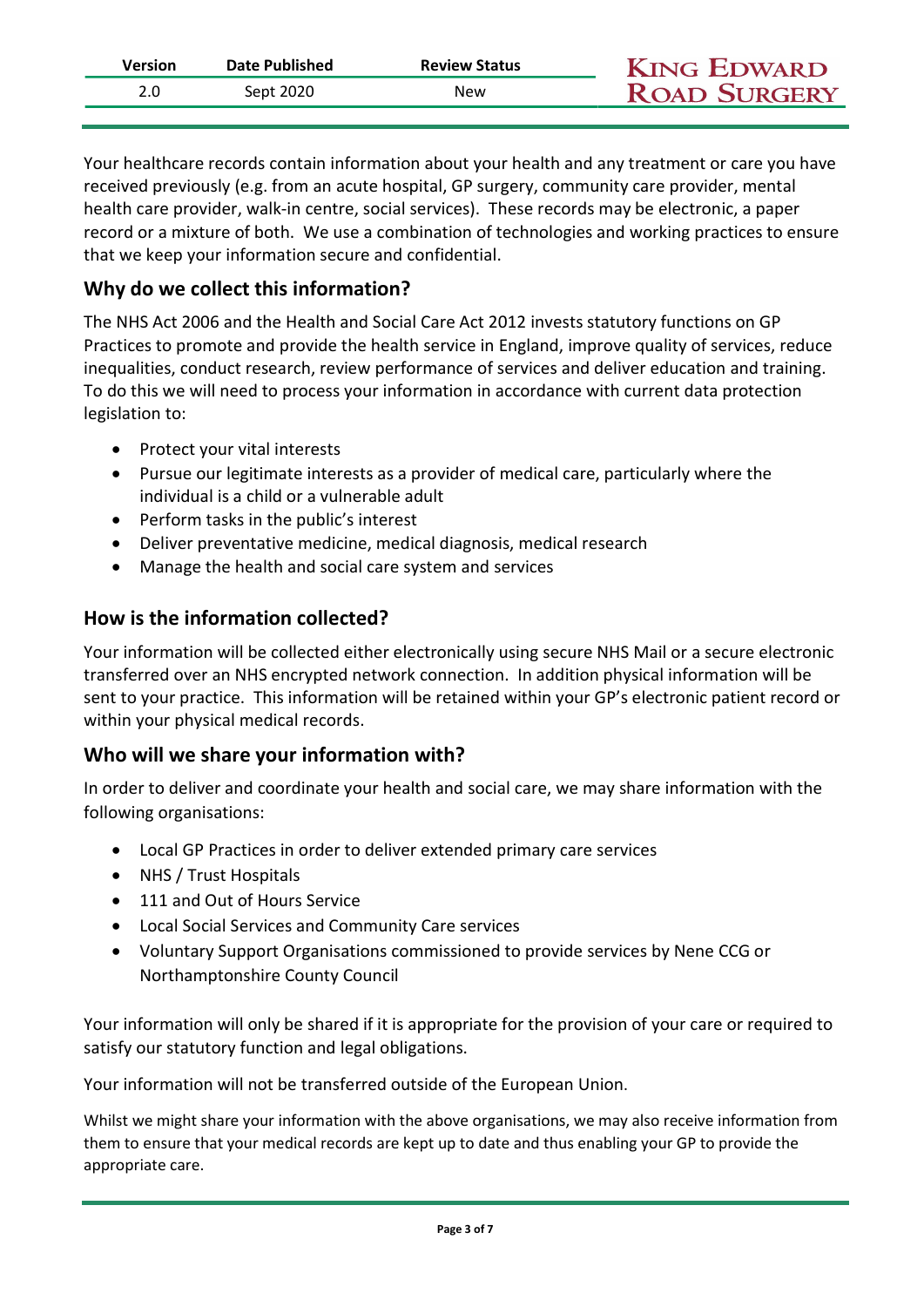Your healthcare records contain information about your health and any treatment or care you have received previously (e.g. from an acute hospital, GP surgery, community care provider, mental health care provider, walk-in centre, social services). These records may be electronic, a paper record or a mixture of both. We use a combination of technologies and working practices to ensure that we keep your information secure and confidential.

## Why do we collect this information?

The NHS Act 2006 and the Health and Social Care Act 2012 invests statutory functions on GP Practices to promote and provide the health service in England, improve quality of services, reduce inequalities, conduct research, review performance of services and deliver education and training. To do this we will need to process your information in accordance with current data protection legislation to:

- Protect your vital interests
- Pursue our legitimate interests as a provider of medical care, particularly where the individual is a child or a vulnerable adult
- Perform tasks in the public's interest
- Deliver preventative medicine, medical diagnosis, medical research
- Manage the health and social care system and services

## How is the information collected?

Your information will be collected either electronically using secure NHS Mail or a secure electronic transferred over an NHS encrypted network connection. In addition physical information will be sent to your practice. This information will be retained within your GP's electronic patient record or within your physical medical records.

## Who will we share your information with?

In order to deliver and coordinate your health and social care, we may share information with the following organisations:

- Local GP Practices in order to deliver extended primary care services
- NHS / Trust Hospitals
- 111 and Out of Hours Service
- Local Social Services and Community Care services
- Voluntary Support Organisations commissioned to provide services by Nene CCG or Northamptonshire County Council

Your information will only be shared if it is appropriate for the provision of your care or required to satisfy our statutory function and legal obligations.

Your information will not be transferred outside of the European Union.

Whilst we might share your information with the above organisations, we may also receive information from them to ensure that your medical records are kept up to date and thus enabling your GP to provide the appropriate care.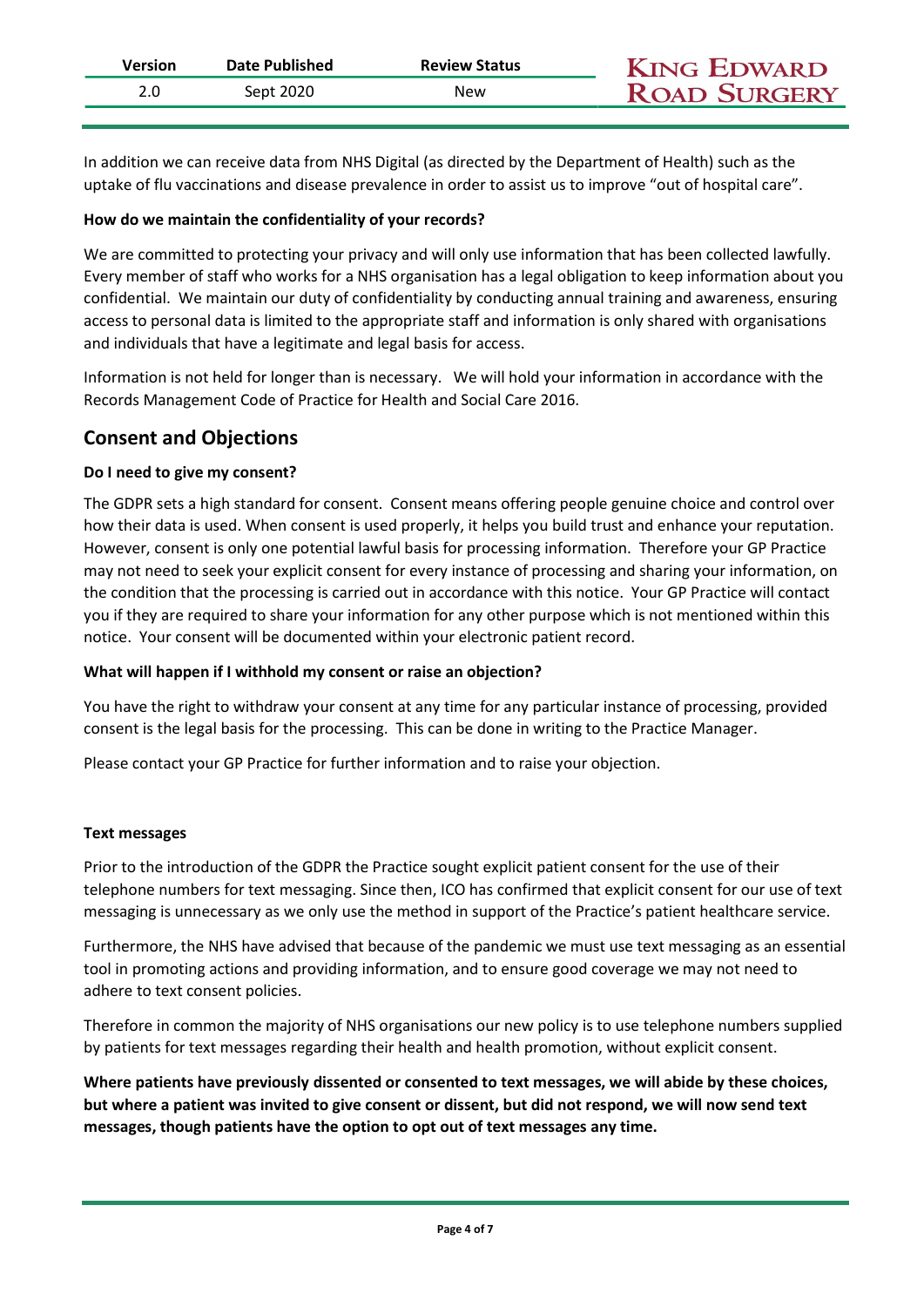In addition we can receive data from NHS Digital (as directed by the Department of Health) such as the uptake of flu vaccinations and disease prevalence in order to assist us to improve "out of hospital care".

**How do we maintain the confidentiality of your records?**

We are committed to protecting your privacy and will only use information that has been collected lawfully. Every member of staff who works for a NHS organisation has a legal obligation to keep information about you confidential. We maintain our duty of confidentiality by conducting annual training and awareness, ensuring access to personal data is limited to the appropriate staff and information is only shared with organisations and individuals that have a legitimate and legal basis for access.

Information is not held for longer than is necessary. We will hold your information in accordance with the Records Management Code of Practice for Health and Social Care 2016.

## Consent and Objections

**Do I need to give my consent?**

The GDPR sets a high standard for consent. Consent means offering people genuine choice and control over how their data is used. When consent is used properly, it helps you build trust and enhance your reputation. However, consent is only one potential lawful basis for processing information. Therefore your GP Practice may not need to seek your explicit consent for every instance of processing and sharing your information, on the condition that the processing is carried out in accordance with this notice. Your GP Practice will contact you if they are required to share your information for any other purpose which is not mentioned within this notice. Your consent will be documented within your electronic patient record.

**What will happen if I withhold my consent or raise an objection?**

You have the right to withdraw your consent at any time for any particular instance of processing, provided consent is the legal basis for the processing. This can be done in writing to the Practice Manager.

Please contact your GP Practice for further information and to raise your objection.

**Text messages**

Prior to the introduction of the GDPR the Practice sought explicit patient consent for the use of their telephone numbers for text messaging. Since then, ICO has confirmed that explicit consent for our use of text messaging is unnecessary as we only use the method in support of the Practice's patient healthcare service.

Furthermore, the NHS have advised that because of the pandemic we must use text messaging as an essential tool in promoting actions and providing information, and to ensure good coverage we may not need to adhere to text consent policies.

Therefore in common the majority of NHS organisations our new policy is to use telephone numbers supplied by patients for text messages regarding their health and health promotion, without explicit consent.

**Where patients have previously dissented or consented to text messages, we will abide by these choices, but where a patient was invited to give consent or dissent, but did not respond, we will now send text messages, though patients have the option to opt out of text messages any time.**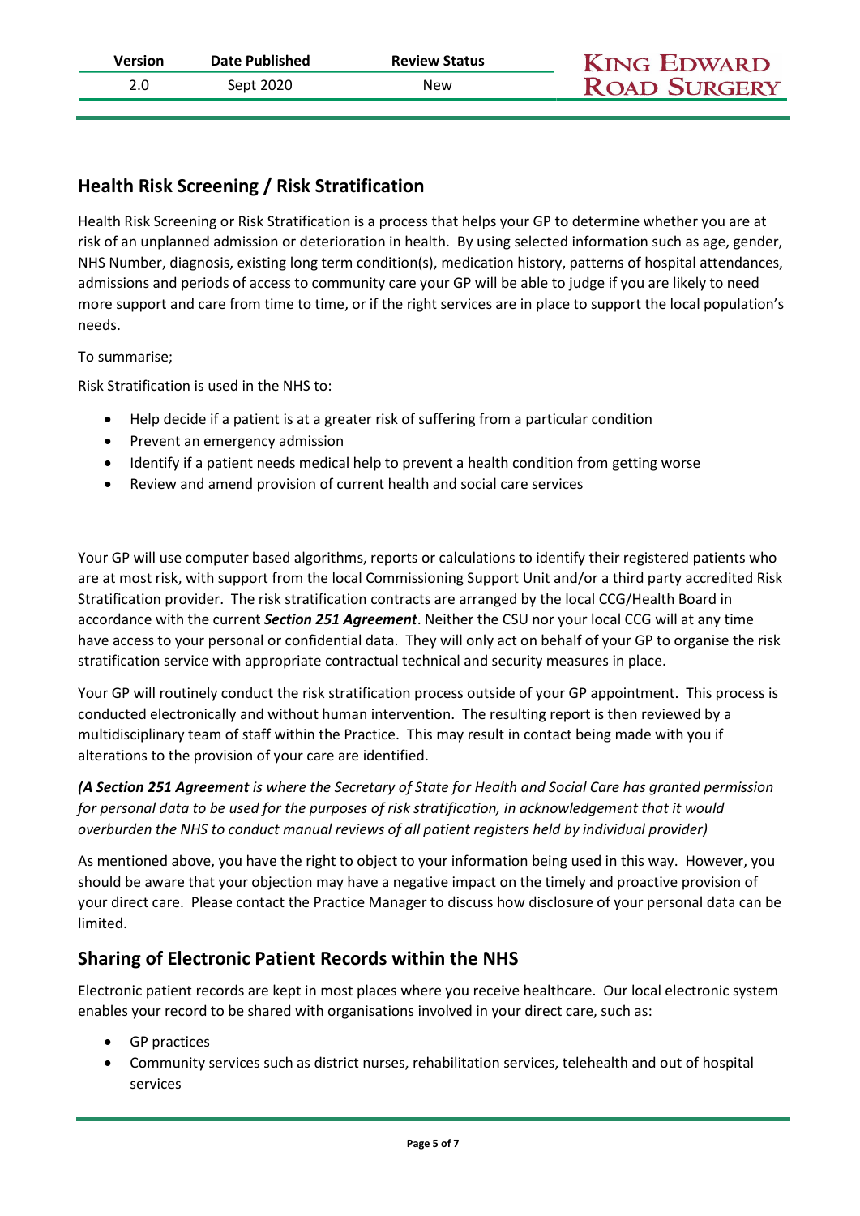## Health Risk Screening / Risk Stratification

Health Risk Screening or Risk Stratification is a process that helps your GP to determine whether you are at risk of an unplanned admission or deterioration in health. By using selected information such as age, gender, NHS Number, diagnosis, existing long term condition(s), medication history, patterns of hospital attendances, admissions and periods of access to community care your GP will be able to judge if you are likely to need more support and care from time to time, or if the right services are in place to support the local population's needs.

To summarise;

Risk Stratification is used in the NHS to:

- Help decide if a patient is at a greater risk of suffering from a particular condition
- Prevent an emergency admission
- Identify if a patient needs medical help to prevent a health condition from getting worse
- Review and amend provision of current health and social care services

Your GP will use computer based algorithms, reports or calculations to identify their registered patients who are at most risk, with support from the local Commissioning Support Unit and/or a third party accredited Risk Stratification provider. The risk stratification contracts are arranged by the local CCG/Health Board in accordance with the current ***Section 251 Agreement***. Neither the CSU nor your local CCG will at any time have access to your personal or confidential data. They will only act on behalf of your GP to organise the risk stratification service with appropriate contractual technical and security measures in place.

Your GP will routinely conduct the risk stratification process outside of your GP appointment. This process is conducted electronically and without human intervention. The resulting report is then reviewed by a multidisciplinary team of staff within the Practice. This may result in contact being made with you if alterations to the provision of your care are identified.

***(A Section 251 Agreement** is where the Secretary of State for Health and Social Care has granted permission for personal data to be used for the purposes of risk stratification, in acknowledgement that it would overburden the NHS to conduct manual reviews of all patient registers held by individual provider)*

As mentioned above, you have the right to object to your information being used in this way. However, you should be aware that your objection may have a negative impact on the timely and proactive provision of your direct care. Please contact the Practice Manager to discuss how disclosure of your personal data can be limited.

## Sharing of Electronic Patient Records within the NHS

Electronic patient records are kept in most places where you receive healthcare. Our local electronic system enables your record to be shared with organisations involved in your direct care, such as:

- GP practices
- Community services such as district nurses, rehabilitation services, telehealth and out of hospital services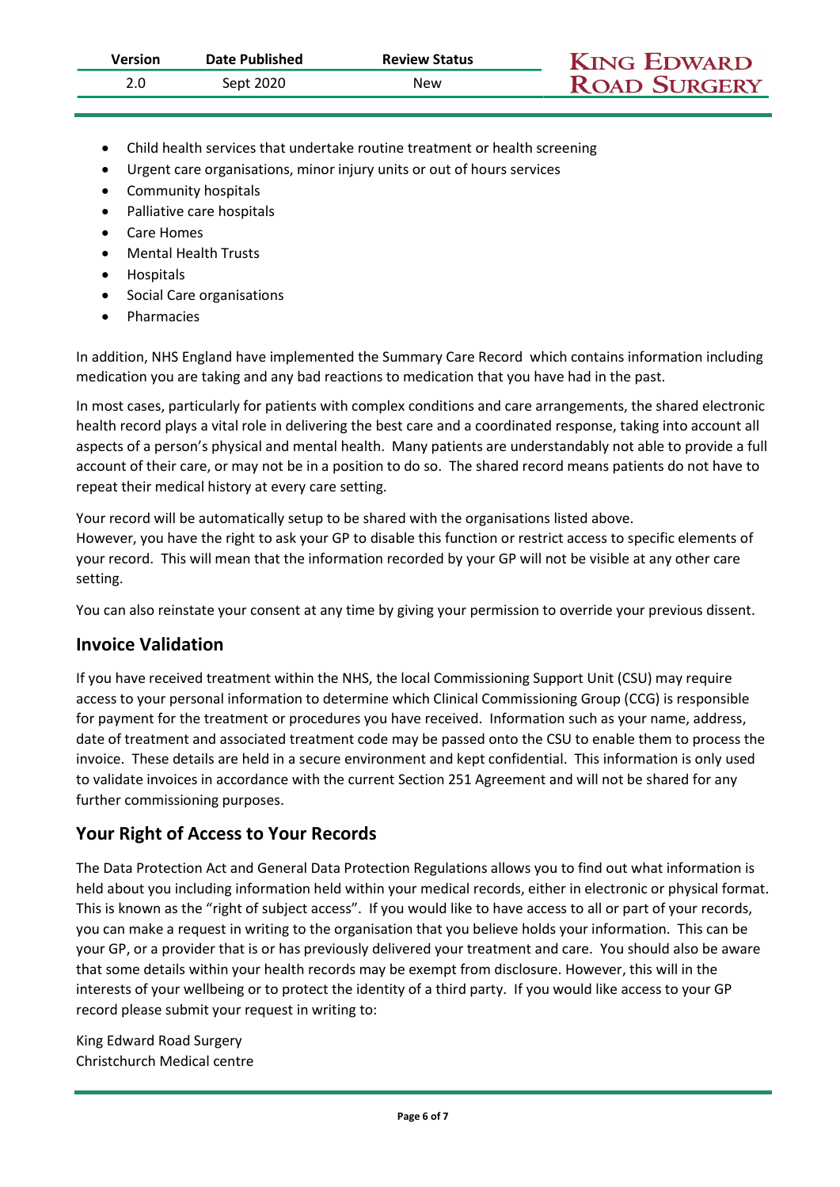- Child health services that undertake routine treatment or health screening
- Urgent care organisations, minor injury units or out of hours services
- Community hospitals
- Palliative care hospitals
- Care Homes
- Mental Health Trusts
- Hospitals
- Social Care organisations
- Pharmacies

In addition, NHS England have implemented the Summary Care Record which contains information including medication you are taking and any bad reactions to medication that you have had in the past.

In most cases, particularly for patients with complex conditions and care arrangements, the shared electronic health record plays a vital role in delivering the best care and a coordinated response, taking into account all aspects of a person's physical and mental health. Many patients are understandably not able to provide a full account of their care, or may not be in a position to do so. The shared record means patients do not have to repeat their medical history at every care setting.

Your record will be automatically setup to be shared with the organisations listed above.
However, you have the right to ask your GP to disable this function or restrict access to specific elements of your record. This will mean that the information recorded by your GP will not be visible at any other care setting.

You can also reinstate your consent at any time by giving your permission to override your previous dissent.

## Invoice Validation

If you have received treatment within the NHS, the local Commissioning Support Unit (CSU) may require access to your personal information to determine which Clinical Commissioning Group (CCG) is responsible for payment for the treatment or procedures you have received. Information such as your name, address, date of treatment and associated treatment code may be passed onto the CSU to enable them to process the invoice. These details are held in a secure environment and kept confidential. This information is only used to validate invoices in accordance with the current Section 251 Agreement and will not be shared for any further commissioning purposes.

## Your Right of Access to Your Records

The Data Protection Act and General Data Protection Regulations allows you to find out what information is held about you including information held within your medical records, either in electronic or physical format. This is known as the "right of subject access". If you would like to have access to all or part of your records, you can make a request in writing to the organisation that you believe holds your information. This can be your GP, or a provider that is or has previously delivered your treatment and care. You should also be aware that some details within your health records may be exempt from disclosure. However, this will in the interests of your wellbeing or to protect the identity of a third party. If you would like access to your GP record please submit your request in writing to:

King Edward Road Surgery
Christchurch Medical centre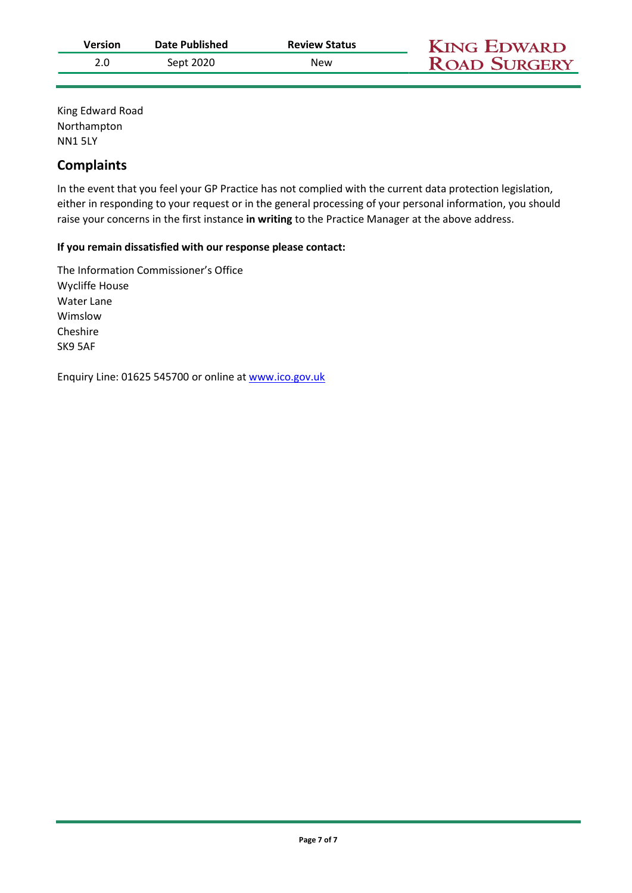King Edward Road
Northampton
NN1 5LY

## Complaints

In the event that you feel your GP Practice has not complied with the current data protection legislation, either in responding to your request or in the general processing of your personal information, you should raise your concerns in the first instance **in writing** to the Practice Manager at the above address.

**If you remain dissatisfied with our response please contact:**

The Information Commissioner's Office
Wycliffe House
Water Lane
Wimslow
Cheshire
SK9 5AF

Enquiry Line: 01625 545700 or online at [www.ico.gov.uk](http://www.ico.gov.uk)